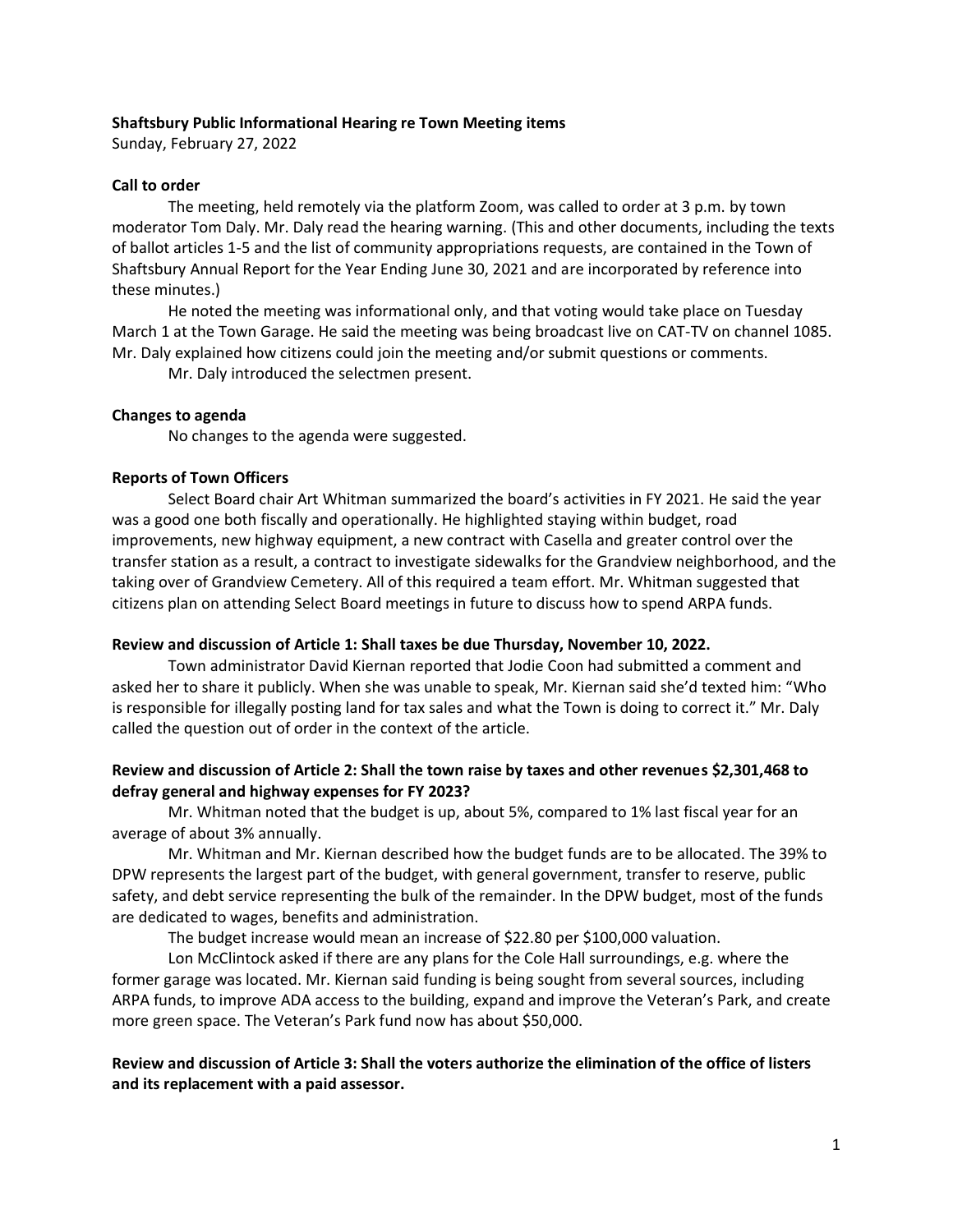**Shaftsbury Public Informational Hearing re Town Meeting items**

Sunday, February 27, 2022

**Call to order**

The meeting, held remotely via the platform Zoom, was called to order at 3 p.m. by town moderator Tom Daly. Mr. Daly read the hearing warning. (This and other documents, including the texts of ballot articles 1-5 and the list of community appropriations requests, are contained in the Town of Shaftsbury Annual Report for the Year Ending June 30, 2021 and are incorporated by reference into these minutes.)

He noted the meeting was informational only, and that voting would take place on Tuesday March 1 at the Town Garage. He said the meeting was being broadcast live on CAT-TV on channel 1085. Mr. Daly explained how citizens could join the meeting and/or submit questions or comments.

Mr. Daly introduced the selectmen present.

**Changes to agenda**

No changes to the agenda were suggested.

**Reports of Town Officers**

Select Board chair Art Whitman summarized the board's activities in FY 2021. He said the year was a good one both fiscally and operationally. He highlighted staying within budget, road improvements, new highway equipment, a new contract with Casella and greater control over the transfer station as a result, a contract to investigate sidewalks for the Grandview neighborhood, and the taking over of Grandview Cemetery. All of this required a team effort. Mr. Whitman suggested that citizens plan on attending Select Board meetings in future to discuss how to spend ARPA funds.

**Review and discussion of Article 1: Shall taxes be due Thursday, November 10, 2022.**

Town administrator David Kiernan reported that Jodie Coon had submitted a comment and asked her to share it publicly. When she was unable to speak, Mr. Kiernan said she'd texted him: "Who is responsible for illegally posting land for tax sales and what the Town is doing to correct it." Mr. Daly called the question out of order in the context of the article.

**Review and discussion of Article 2: Shall the town raise by taxes and other revenues $2,301,468 to defray general and highway expenses for FY 2023?**

Mr. Whitman noted that the budget is up, about 5%, compared to 1% last fiscal year for an average of about 3% annually.

Mr. Whitman and Mr. Kiernan described how the budget funds are to be allocated. The 39% to DPW represents the largest part of the budget, with general government, transfer to reserve, public safety, and debt service representing the bulk of the remainder. In the DPW budget, most of the funds are dedicated to wages, benefits and administration.

The budget increase would mean an increase of $22.80 per $100,000 valuation.

Lon McClintock asked if there are any plans for the Cole Hall surroundings, e.g. where the former garage was located. Mr. Kiernan said funding is being sought from several sources, including ARPA funds, to improve ADA access to the building, expand and improve the Veteran's Park, and create more green space. The Veteran's Park fund now has about $50,000.

**Review and discussion of Article 3: Shall the voters authorize the elimination of the office of listers and its replacement with a paid assessor.**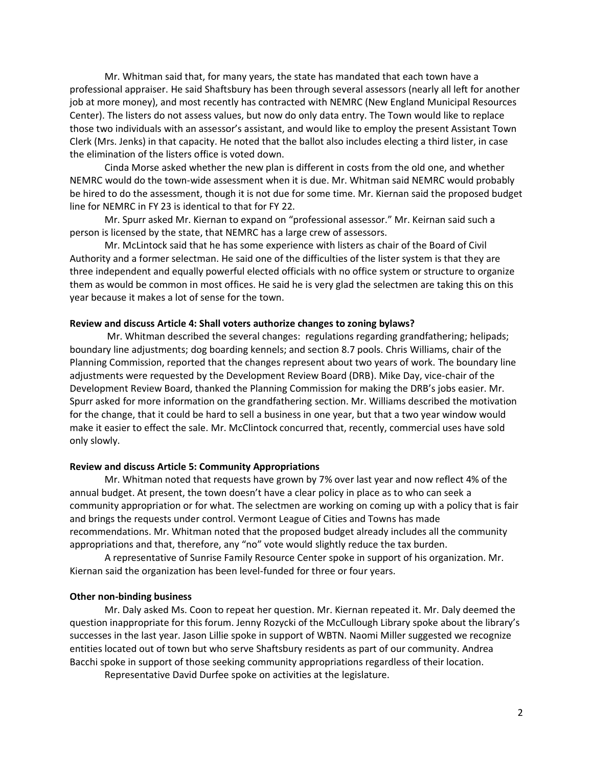Mr. Whitman said that, for many years, the state has mandated that each town have a professional appraiser. He said Shaftsbury has been through several assessors (nearly all left for another job at more money), and most recently has contracted with NEMRC (New England Municipal Resources Center). The listers do not assess values, but now do only data entry. The Town would like to replace those two individuals with an assessor's assistant, and would like to employ the present Assistant Town Clerk (Mrs. Jenks) in that capacity. He noted that the ballot also includes electing a third lister, in case the elimination of the listers office is voted down.

Cinda Morse asked whether the new plan is different in costs from the old one, and whether NEMRC would do the town-wide assessment when it is due. Mr. Whitman said NEMRC would probably be hired to do the assessment, though it is not due for some time. Mr. Kiernan said the proposed budget line for NEMRC in FY 23 is identical to that for FY 22.

Mr. Spurr asked Mr. Kiernan to expand on "professional assessor." Mr. Keirnan said such a person is licensed by the state, that NEMRC has a large crew of assessors.

Mr. McLintock said that he has some experience with listers as chair of the Board of Civil Authority and a former selectman. He said one of the difficulties of the lister system is that they are three independent and equally powerful elected officials with no office system or structure to organize them as would be common in most offices. He said he is very glad the selectmen are taking this on this year because it makes a lot of sense for the town.

**Review and discuss Article 4: Shall voters authorize changes to zoning bylaws?**

Mr. Whitman described the several changes: regulations regarding grandfathering; helipads; boundary line adjustments; dog boarding kennels; and section 8.7 pools. Chris Williams, chair of the Planning Commission, reported that the changes represent about two years of work. The boundary line adjustments were requested by the Development Review Board (DRB). Mike Day, vice-chair of the Development Review Board, thanked the Planning Commission for making the DRB's jobs easier. Mr. Spurr asked for more information on the grandfathering section. Mr. Williams described the motivation for the change, that it could be hard to sell a business in one year, but that a two year window would make it easier to effect the sale. Mr. McClintock concurred that, recently, commercial uses have sold only slowly.

**Review and discuss Article 5: Community Appropriations**

Mr. Whitman noted that requests have grown by 7% over last year and now reflect 4% of the annual budget. At present, the town doesn't have a clear policy in place as to who can seek a community appropriation or for what. The selectmen are working on coming up with a policy that is fair and brings the requests under control. Vermont League of Cities and Towns has made recommendations. Mr. Whitman noted that the proposed budget already includes all the community appropriations and that, therefore, any "no" vote would slightly reduce the tax burden.

A representative of Sunrise Family Resource Center spoke in support of his organization. Mr. Kiernan said the organization has been level-funded for three or four years.

**Other non-binding business**

Mr. Daly asked Ms. Coon to repeat her question. Mr. Kiernan repeated it. Mr. Daly deemed the question inappropriate for this forum. Jenny Rozycki of the McCullough Library spoke about the library's successes in the last year. Jason Lillie spoke in support of WBTN. Naomi Miller suggested we recognize entities located out of town but who serve Shaftsbury residents as part of our community. Andrea Bacchi spoke in support of those seeking community appropriations regardless of their location.

Representative David Durfee spoke on activities at the legislature.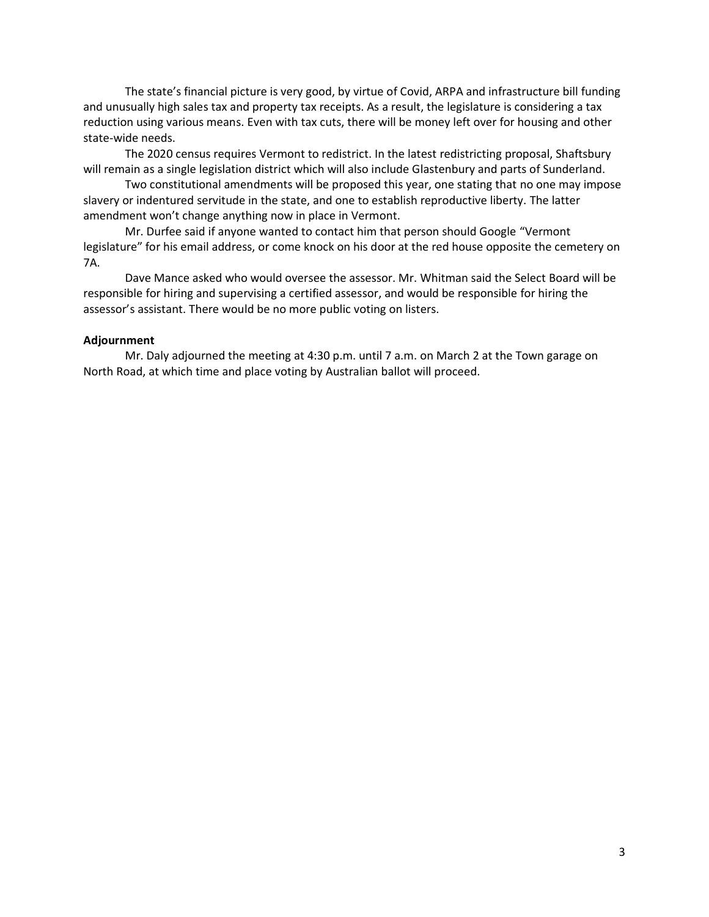The state's financial picture is very good, by virtue of Covid, ARPA and infrastructure bill funding and unusually high sales tax and property tax receipts. As a result, the legislature is considering a tax reduction using various means. Even with tax cuts, there will be money left over for housing and other state-wide needs.

The 2020 census requires Vermont to redistrict. In the latest redistricting proposal, Shaftsbury will remain as a single legislation district which will also include Glastenbury and parts of Sunderland.

Two constitutional amendments will be proposed this year, one stating that no one may impose slavery or indentured servitude in the state, and one to establish reproductive liberty. The latter amendment won't change anything now in place in Vermont.

Mr. Durfee said if anyone wanted to contact him that person should Google "Vermont legislature" for his email address, or come knock on his door at the red house opposite the cemetery on 7A.

Dave Mance asked who would oversee the assessor. Mr. Whitman said the Select Board will be responsible for hiring and supervising a certified assessor, and would be responsible for hiring the assessor's assistant. There would be no more public voting on listers.

**Adjournment**

Mr. Daly adjourned the meeting at 4:30 p.m. until 7 a.m. on March 2 at the Town garage on North Road, at which time and place voting by Australian ballot will proceed.